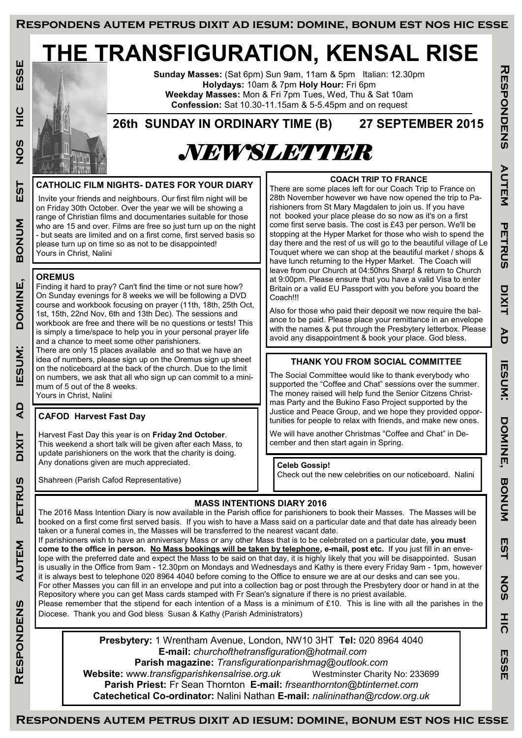# THE TRANSFIGURATION, KENSAL RISE

**Sunday Masses:** (Sat 6pm) Sun 9am, 11am & 5pm Italian: 12.30pm
**Holydays:** 10am & 7pm **Holy Hour:** Fri 6pm
**Weekday Masses:** Mon & Fri 7pm Tues, Wed, Thu & Sat 10am
**Confession:** Sat 10.30-11.15am & 5-5.45pm and on request

## 26th SUNDAY IN ORDINARY TIME (B) 27 SEPTEMBER 2015

# NEWSLETTER

### CATHOLIC FILM NIGHTS- DATES FOR YOUR DIARY

Invite your friends and neighbours. Our first film night will be on Friday 30th October. Over the year we will be showing a range of Christian films and documentaries suitable for those who are 15 and over. Films are free so just turn up on the night - but seats are limited and on a first come, first served basis so please turn up on time so as not to be disappointed!
Yours in Christ, Nalini

### OREMUS

Finding it hard to pray? Can't find the time or not sure how? On Sunday evenings for 8 weeks we will be following a DVD course and workbook focusing on prayer (11th, 18th, 25th Oct, 1st, 15th, 22nd Nov, 6th and 13th Dec). The sessions and workbook are free and there will be no questions or tests! This is simply a time/space to help you in your personal prayer life and a chance to meet some other parishioners.
There are only 15 places available and so that we have an idea of numbers, please sign up on the Oremus sign up sheet on the noticeboard at the back of the church. Due to the limit on numbers, we ask that all who sign up can commit to a minimum of 5 out of the 8 weeks.
Yours in Christ, Nalini

### CAFOD Harvest Fast Day

Harvest Fast Day this year is on **Friday 2nd October**. This weekend a short talk will be given after each Mass, to update parishioners on the work that the charity is doing. Any donations given are much appreciated.

Shahreen (Parish Cafod Representative)

### COACH TRIP TO FRANCE

There are some places left for our Coach Trip to France on 28th November however we have now opened the trip to Parishioners from St Mary Magdalen to join us. If you have not booked your place please do so now as it's on a first come first serve basis. The cost is £43 per person. We'll be stopping at the Hyper Market for those who wish to spend the day there and the rest of us will go to the beautiful village of Le Touquet where we can shop at the beautiful market / shops & have lunch returning to the Hyper Market. The Coach will leave from our Church at 04:50hrs Sharp! & return to Church at 9:00pm. Please ensure that you have a valid Visa to enter Britain or a valid EU Passport with you before you board the Coach!!!

Also for those who paid their deposit we now require the balance to be paid. Please place your remittance in an envelope with the names & put through the Presbytery letterbox. Please avoid any disappointment & book your place. God bless.

### THANK YOU FROM SOCIAL COMMITTEE

The Social Committee would like to thank everybody who supported the "Coffee and Chat" sessions over the summer. The money raised will help fund the Senior Citzens Christmas Party and the Bukino Faso Project supported by the Justice and Peace Group, and we hope they provided opportunities for people to relax with friends, and make new ones.

We will have another Christmas "Coffee and Chat" in December and then start again in Spring.

**Celeb Gossip!**
Check out the new celebrities on our noticeboard. Nalini

### MASS INTENTIONS DIARY 2016

The 2016 Mass Intention Diary is now available in the Parish office for parishioners to book their Masses. The Masses will be booked on a first come first served basis. If you wish to have a Mass said on a particular date and that date has already been taken or a funeral comes in, the Masses will be transferred to the nearest vacant date.
If parishioners wish to have an anniversary Mass or any other Mass that is to be celebrated on a particular date, **you must come to the office in person. <u>No Mass bookings will be taken by telephone</u>, e-mail, post etc.** If you just fill in an envelope with the preferred date and expect the Mass to be said on that day, it is highly likely that you will be disappointed. Susan is usually in the Office from 9am - 12.30pm on Mondays and Wednesdays and Kathy is there every Friday 9am - 1pm, however it is always best to telephone 020 8964 4040 before coming to the Office to ensure we are at our desks and can see you.
For other Masses you can fill in an envelope and put into a collection bag or post through the Presbytery door or hand in at the Repository where you can get Mass cards stamped with Fr Sean's signature if there is no priest available.
Please remember that the stipend for each intention of a Mass is a minimum of £10. This is line with all the parishes in the Diocese. Thank you and God bless Susan & Kathy (Parish Administrators)

**Presbytery:** 1 Wrentham Avenue, London, NW10 3HT **Tel:** 020 8964 4040
**E-mail:** *churchofthetransfiguration@hotmail.com*
**Parish magazine:** *Transfigurationparishmag@outlook.com*
**Website:** www.*transfigparishkensalrise.org.uk* Westminster Charity No: 233699
**Parish Priest:** Fr Sean Thornton **E-mail:** *frseanthornton@btinternet.com*
**Catechetical Co-ordinator:** Nalini Nathan **E-mail:** *nalininathan@rcdow.org.uk*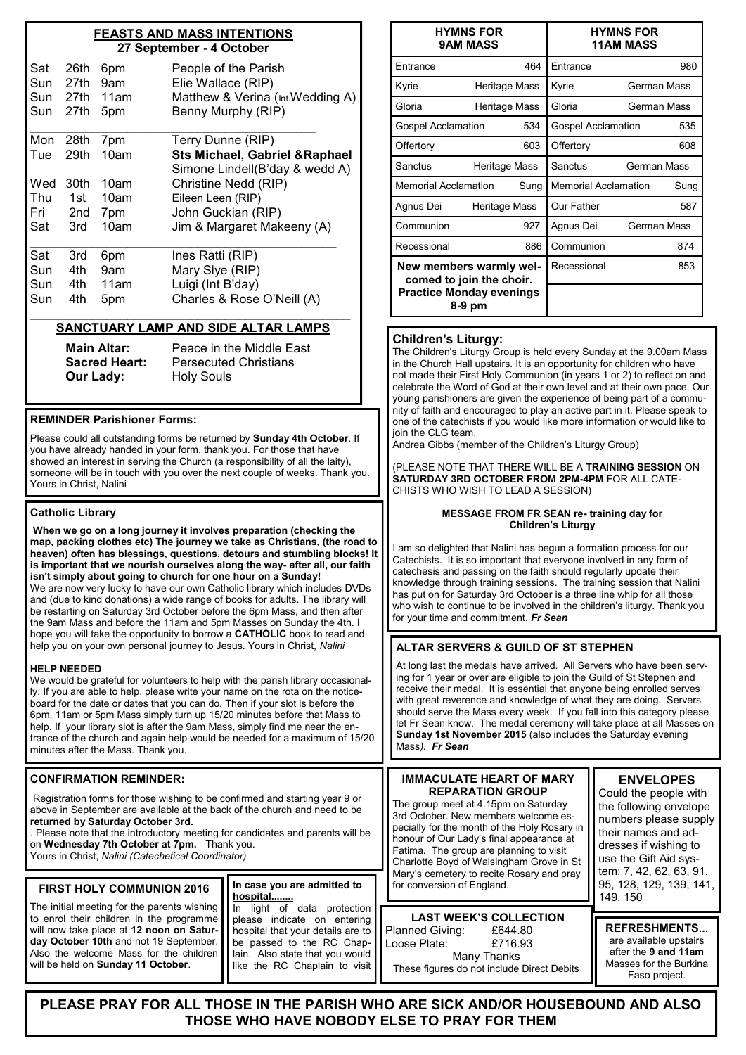## FEASTS AND MASS INTENTIONS
**27 September - 4 October**

| | | | |
|---|---|---|---|
| Sat | 26th | 6pm | People of the Parish |
| Sun | 27th | 9am | Elie Wallace (RIP) |
| Sun | 27th | 11am | Matthew & Verina (Int.Wedding A) |
| Sun | 27th | 5pm | Benny Murphy (RIP) |
| Mon | 28th | 7pm | Terry Dunne (RIP) |
| Tue | 29th | 10am | **Sts Michael, Gabriel &Raphael** Simone Lindell(B'day & wedd A) |
| Wed | 30th | 10am | Christine Nedd (RIP) |
| Thu | 1st | 10am | Eileen Leen (RIP) |
| Fri | 2nd | 7pm | John Guckian (RIP) |
| Sat | 3rd | 10am | Jim & Margaret Makeeny (A) |
| Sat | 3rd | 6pm | Ines Ratti (RIP) |
| Sun | 4th | 9am | Mary Slye (RIP) |
| Sun | 4th | 11am | Luigi (Int B'day) |
| Sun | 4th | 5pm | Charles & Rose O'Neill (A) |

## SANCTUARY LAMP AND SIDE ALTAR LAMPS

| | |
|---|---|
| **Main Altar:** | Peace in the Middle East |
| **Sacred Heart:** | Persecuted Christians |
| **Our Lady:** | Holy Souls |

| HYMNS FOR 9AM MASS | | HYMNS FOR 11AM MASS | |
|---|---|---|---|
| Entrance | 464 | Entrance | 980 |
| Kyrie | Heritage Mass | Kyrie | German Mass |
| Gloria | Heritage Mass | Gloria | German Mass |
| Gospel Acclamation | 534 | Gospel Acclamation | 535 |
| Offertory | 603 | Offertory | 608 |
| Sanctus | Heritage Mass | Sanctus | German Mass |
| Memorial Acclamation | Sung | Memorial Acclamation | Sung |
| Agnus Dei | Heritage Mass | Our Father | 587 |
| Communion | 927 | Agnus Dei | German Mass |
| Recessional | 886 | Communion | 874 |
| | | Recessional | 853 |

**New members warmly welcomed to join the choir. Practice Monday evenings 8-9 pm**

### REMINDER Parishioner Forms:

Please could all outstanding forms be returned by **Sunday 4th October**. If you have already handed in your form, thank you. For those that have showed an interest in serving the Church (a responsibility of all the laity), someone will be in touch with you over the next couple of weeks. Thank you. Yours in Christ, Nalini

### Catholic Library

**When we go on a long journey it involves preparation (checking the map, packing clothes etc) The journey we take as Christians, (the road to heaven) often has blessings, questions, detours and stumbling blocks! It is important that we nourish ourselves along the way- after all, our faith isn't simply about going to church for one hour on a Sunday!**
We are now very lucky to have our own Catholic library which includes DVDs and (due to kind donations) a wide range of books for adults. The library will be restarting on Saturday 3rd October before the 6pm Mass, and then after the 9am Mass and before the 11am and 5pm Masses on Sunday the 4th. I hope you will take the opportunity to borrow a **CATHOLIC** book to read and help you on your own personal journey to Jesus. Yours in Christ, *Nalini*

**HELP NEEDED**
We would be grateful for volunteers to help with the parish library occasionally. If you are able to help, please write your name on the rota on the noticeboard for the date or dates that you can do. Then if your slot is before the 6pm, 11am or 5pm Mass simply turn up 15/20 minutes before that Mass to help. If your library slot is after the 9am Mass, simply find me near the entrance of the church and again help would be needed for a maximum of 15/20 minutes after the Mass. Thank you.

### CONFIRMATION REMINDER:

Registration forms for those wishing to be confirmed and starting year 9 or above in September are available at the back of the church and need to be **returned by Saturday October 3rd.**
. Please note that the introductory meeting for candidates and parents will be on **Wednesday 7th October at 7pm.** Thank you.
Yours in Christ, *Nalini (Catechetical Coordinator)*

### FIRST HOLY COMMUNION 2016

The initial meeting for the parents wishing to enrol their children in the programme will now take place at **12 noon on Saturday October 10th** and not 19 September. Also the welcome Mass for the children will be held on **Sunday 11 October**.

**In case you are admitted to hospital........**
In light of data protection please indicate on entering hospital that your details are to be passed to the RC Chaplain. Also state that you would like the RC Chaplain to visit

### Children's Liturgy:

The Children's Liturgy Group is held every Sunday at the 9.00am Mass in the Church Hall upstairs. It is an opportunity for children who have not made their First Holy Communion (in years 1 or 2) to reflect on and celebrate the Word of God at their own level and at their own pace. Our young parishioners are given the experience of being part of a community of faith and encouraged to play an active part in it. Please speak to one of the catechists if you would like more information or would like to join the CLG team.
Andrea Gibbs (member of the Children's Liturgy Group)

(PLEASE NOTE THAT THERE WILL BE A **TRAINING SESSION** ON **SATURDAY 3RD OCTOBER FROM 2PM-4PM** FOR ALL CATECHISTS WHO WISH TO LEAD A SESSION)

**MESSAGE FROM FR SEAN re- training day for Children's Liturgy**

I am so delighted that Nalini has begun a formation process for our Catechists. It is so important that everyone involved in any form of catechesis and passing on the faith should regularly update their knowledge through training sessions. The training session that Nalini has put on for Saturday 3rd October is a three line whip for all those who wish to continue to be involved in the children's liturgy. Thank you for your time and commitment. *Fr Sean*

### ALTAR SERVERS & GUILD OF ST STEPHEN

At long last the medals have arrived. All Servers who have been serving for 1 year or over are eligible to join the Guild of St Stephen and receive their medal. It is essential that anyone being enrolled serves with great reverence and knowledge of what they are doing. Servers should serve the Mass every week. If you fall into this category please let Fr Sean know. The medal ceremony will take place at all Masses on **Sunday 1st November 2015** (also includes the Saturday evening Mass*). Fr Sean*

### IMMACULATE HEART OF MARY REPARATION GROUP

The group meet at 4.15pm on Saturday 3rd October. New members welcome especially for the month of the Holy Rosary in honour of Our Lady's final appearance at Fatima. The group are planning to visit Charlotte Boyd of Walsingham Grove in St Mary's cemetery to recite Rosary and pray for conversion of England.

### ENVELOPES

Could the people with the following envelope numbers please supply their names and addresses if wishing to use the Gift Aid system: 7, 42, 62, 63, 91, 95, 128, 129, 139, 141, 149, 150

### LAST WEEK'S COLLECTION

Planned Giving: £644.80
Loose Plate: £716.93
Many Thanks
These figures do not include Direct Debits

**REFRESHMENTS...**
are available upstairs after the **9 and 11am** Masses for the Burkina Faso project.

**PLEASE PRAY FOR ALL THOSE IN THE PARISH WHO ARE SICK AND/OR HOUSEBOUND AND ALSO THOSE WHO HAVE NOBODY ELSE TO PRAY FOR THEM**